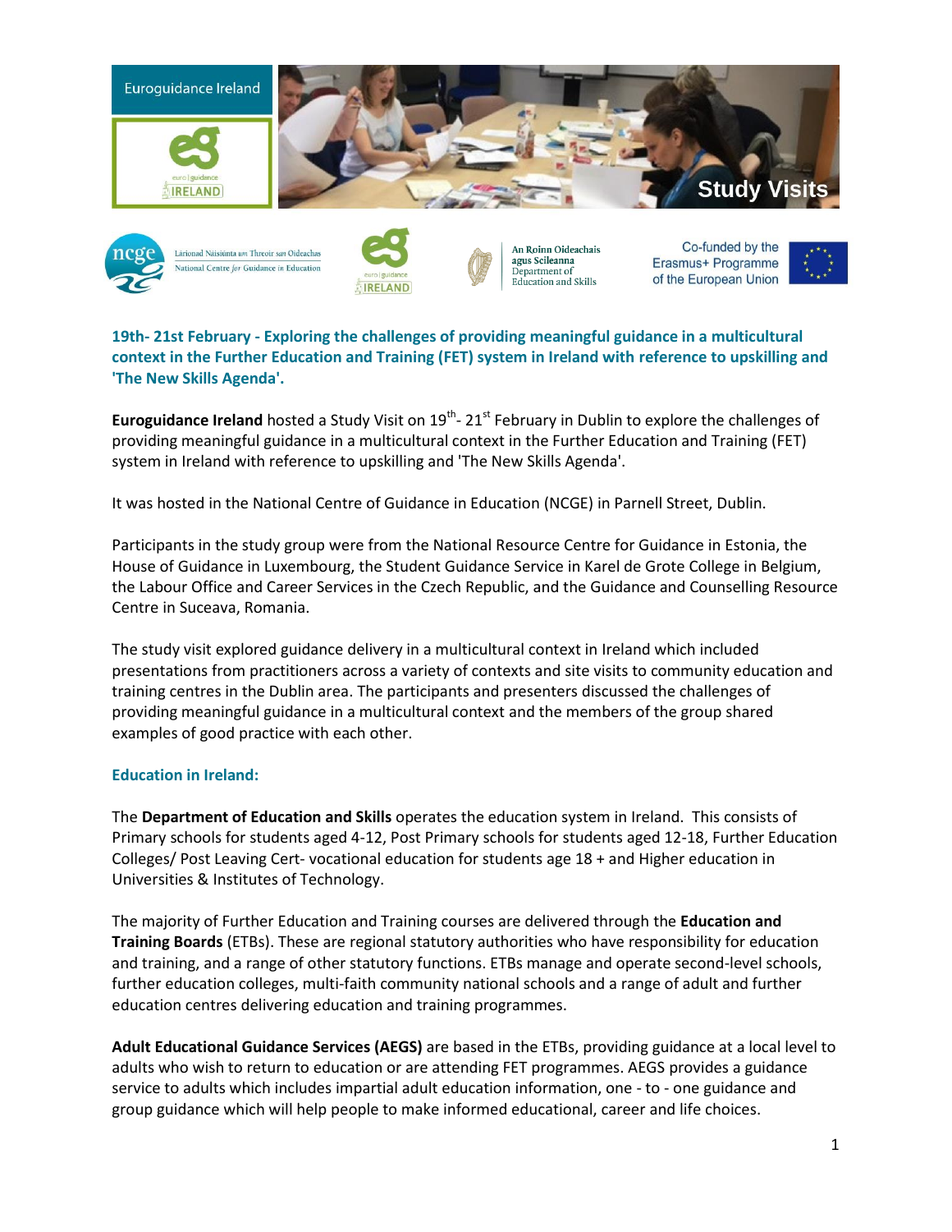Euroguidance Ireland

Study Visits

## 19th- 21st February - Exploring the challenges of providing meaningful guidance in a multicultural context in the Further Education and Training (FET) system in Ireland with reference to upskilling and 'The New Skills Agenda'.

**Euroguidance Ireland** hosted a Study Visit on 19th- 21st February in Dublin to explore the challenges of providing meaningful guidance in a multicultural context in the Further Education and Training (FET) system in Ireland with reference to upskilling and 'The New Skills Agenda'.

It was hosted in the National Centre of Guidance in Education (NCGE) in Parnell Street, Dublin.

Participants in the study group were from the National Resource Centre for Guidance in Estonia, the House of Guidance in Luxembourg, the Student Guidance Service in Karel de Grote College in Belgium, the Labour Office and Career Services in the Czech Republic, and the Guidance and Counselling Resource Centre in Suceava, Romania.

The study visit explored guidance delivery in a multicultural context in Ireland which included presentations from practitioners across a variety of contexts and site visits to community education and training centres in the Dublin area. The participants and presenters discussed the challenges of providing meaningful guidance in a multicultural context and the members of the group shared examples of good practice with each other.

### Education in Ireland:

The **Department of Education and Skills** operates the education system in Ireland. This consists of Primary schools for students aged 4-12, Post Primary schools for students aged 12-18, Further Education Colleges/ Post Leaving Cert- vocational education for students age 18 + and Higher education in Universities & Institutes of Technology.

The majority of Further Education and Training courses are delivered through the **Education and Training Boards** (ETBs). These are regional statutory authorities who have responsibility for education and training, and a range of other statutory functions. ETBs manage and operate second-level schools, further education colleges, multi-faith community national schools and a range of adult and further education centres delivering education and training programmes.

**Adult Educational Guidance Services (AEGS)** are based in the ETBs, providing guidance at a local level to adults who wish to return to education or are attending FET programmes. AEGS provides a guidance service to adults which includes impartial adult education information, one - to - one guidance and group guidance which will help people to make informed educational, career and life choices.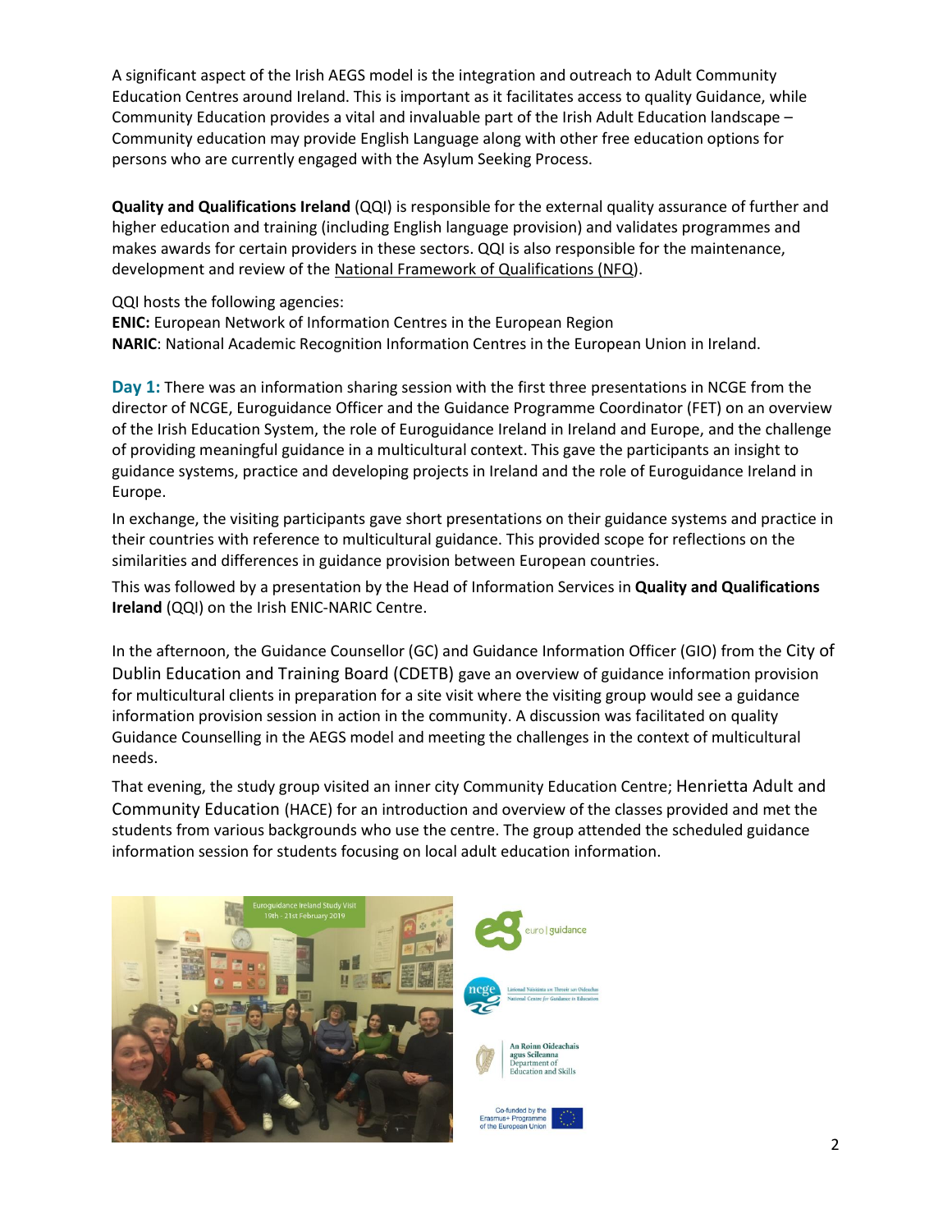A significant aspect of the Irish AEGS model is the integration and outreach to Adult Community Education Centres around Ireland. This is important as it facilitates access to quality Guidance, while Community Education provides a vital and invaluable part of the Irish Adult Education landscape – Community education may provide English Language along with other free education options for persons who are currently engaged with the Asylum Seeking Process.

**Quality and Qualifications Ireland** (QQI) is responsible for the external quality assurance of further and higher education and training (including English language provision) and validates programmes and makes awards for certain providers in these sectors. QQI is also responsible for the maintenance, development and review of the National Framework of Qualifications (NFQ).

QQI hosts the following agencies:
**ENIC:** European Network of Information Centres in the European Region
**NARIC**: National Academic Recognition Information Centres in the European Union in Ireland.

**Day 1:** There was an information sharing session with the first three presentations in NCGE from the director of NCGE, Euroguidance Officer and the Guidance Programme Coordinator (FET) on an overview of the Irish Education System, the role of Euroguidance Ireland in Ireland and Europe, and the challenge of providing meaningful guidance in a multicultural context. This gave the participants an insight to guidance systems, practice and developing projects in Ireland and the role of Euroguidance Ireland in Europe.

In exchange, the visiting participants gave short presentations on their guidance systems and practice in their countries with reference to multicultural guidance. This provided scope for reflections on the similarities and differences in guidance provision between European countries.

This was followed by a presentation by the Head of Information Services in **Quality and Qualifications Ireland** (QQI) on the Irish ENIC-NARIC Centre.

In the afternoon, the Guidance Counsellor (GC) and Guidance Information Officer (GIO) from the City of Dublin Education and Training Board (CDETB) gave an overview of guidance information provision for multicultural clients in preparation for a site visit where the visiting group would see a guidance information provision session in action in the community. A discussion was facilitated on quality Guidance Counselling in the AEGS model and meeting the challenges in the context of multicultural needs.

That evening, the study group visited an inner city Community Education Centre; Henrietta Adult and Community Education (HACE) for an introduction and overview of the classes provided and met the students from various backgrounds who use the centre. The group attended the scheduled guidance information session for students focusing on local adult education information.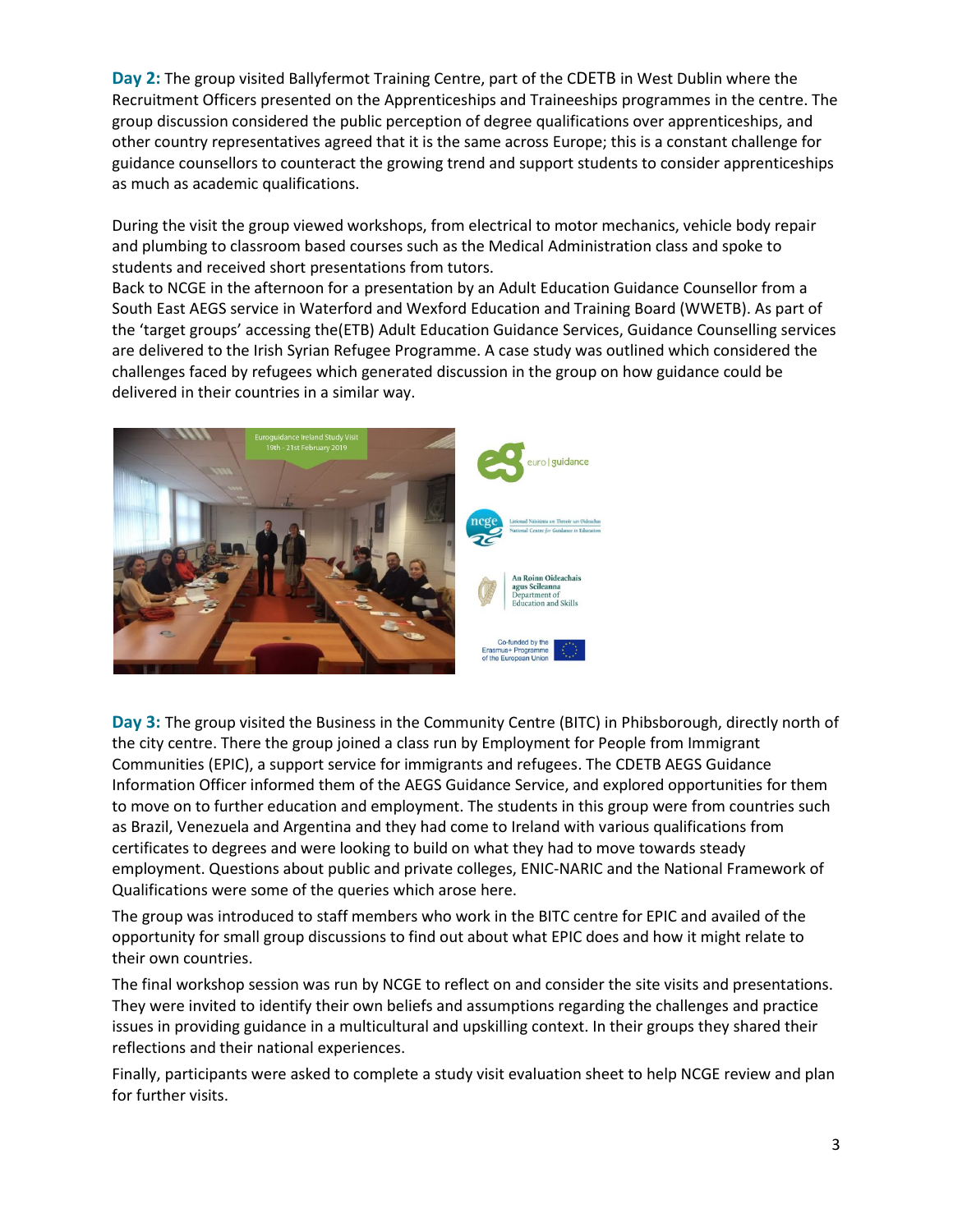**Day 2:** The group visited Ballyfermot Training Centre, part of the CDETB in West Dublin where the Recruitment Officers presented on the Apprenticeships and Traineeships programmes in the centre. The group discussion considered the public perception of degree qualifications over apprenticeships, and other country representatives agreed that it is the same across Europe; this is a constant challenge for guidance counsellors to counteract the growing trend and support students to consider apprenticeships as much as academic qualifications.

During the visit the group viewed workshops, from electrical to motor mechanics, vehicle body repair and plumbing to classroom based courses such as the Medical Administration class and spoke to students and received short presentations from tutors.

Back to NCGE in the afternoon for a presentation by an Adult Education Guidance Counsellor from a South East AEGS service in Waterford and Wexford Education and Training Board (WWETB). As part of the 'target groups' accessing the(ETB) Adult Education Guidance Services, Guidance Counselling services are delivered to the Irish Syrian Refugee Programme. A case study was outlined which considered the challenges faced by refugees which generated discussion in the group on how guidance could be delivered in their countries in a similar way.

**Day 3:** The group visited the Business in the Community Centre (BITC) in Phibsborough, directly north of the city centre. There the group joined a class run by Employment for People from Immigrant Communities (EPIC), a support service for immigrants and refugees. The CDETB AEGS Guidance Information Officer informed them of the AEGS Guidance Service, and explored opportunities for them to move on to further education and employment. The students in this group were from countries such as Brazil, Venezuela and Argentina and they had come to Ireland with various qualifications from certificates to degrees and were looking to build on what they had to move towards steady employment. Questions about public and private colleges, ENIC-NARIC and the National Framework of Qualifications were some of the queries which arose here.

The group was introduced to staff members who work in the BITC centre for EPIC and availed of the opportunity for small group discussions to find out about what EPIC does and how it might relate to their own countries.

The final workshop session was run by NCGE to reflect on and consider the site visits and presentations. They were invited to identify their own beliefs and assumptions regarding the challenges and practice issues in providing guidance in a multicultural and upskilling context. In their groups they shared their reflections and their national experiences.

Finally, participants were asked to complete a study visit evaluation sheet to help NCGE review and plan for further visits.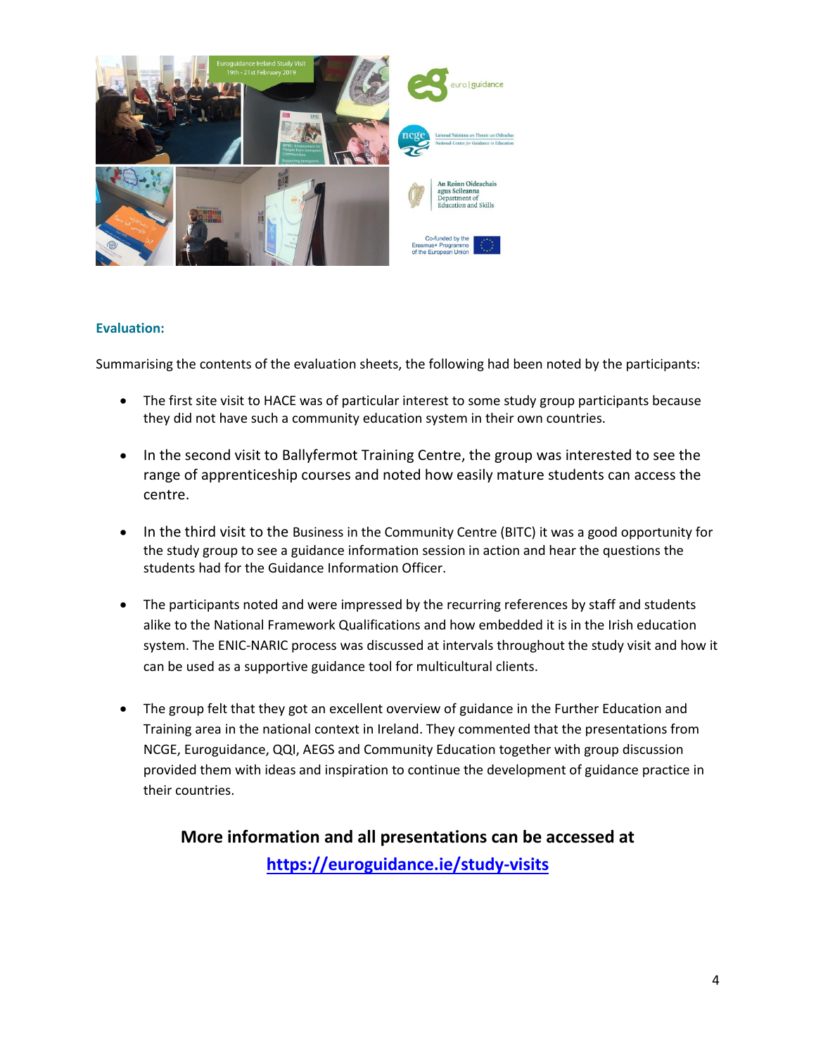### Evaluation:

Summarising the contents of the evaluation sheets, the following had been noted by the participants:

- The first site visit to HACE was of particular interest to some study group participants because they did not have such a community education system in their own countries.
- In the second visit to Ballyfermot Training Centre, the group was interested to see the range of apprenticeship courses and noted how easily mature students can access the centre.
- In the third visit to the Business in the Community Centre (BITC) it was a good opportunity for the study group to see a guidance information session in action and hear the questions the students had for the Guidance Information Officer.
- The participants noted and were impressed by the recurring references by staff and students alike to the National Framework Qualifications and how embedded it is in the Irish education system. The ENIC-NARIC process was discussed at intervals throughout the study visit and how it can be used as a supportive guidance tool for multicultural clients.
- The group felt that they got an excellent overview of guidance in the Further Education and Training area in the national context in Ireland. They commented that the presentations from NCGE, Euroguidance, QQI, AEGS and Community Education together with group discussion provided them with ideas and inspiration to continue the development of guidance practice in their countries.

**More information and all presentations can be accessed at**
**https://euroguidance.ie/study-visits**